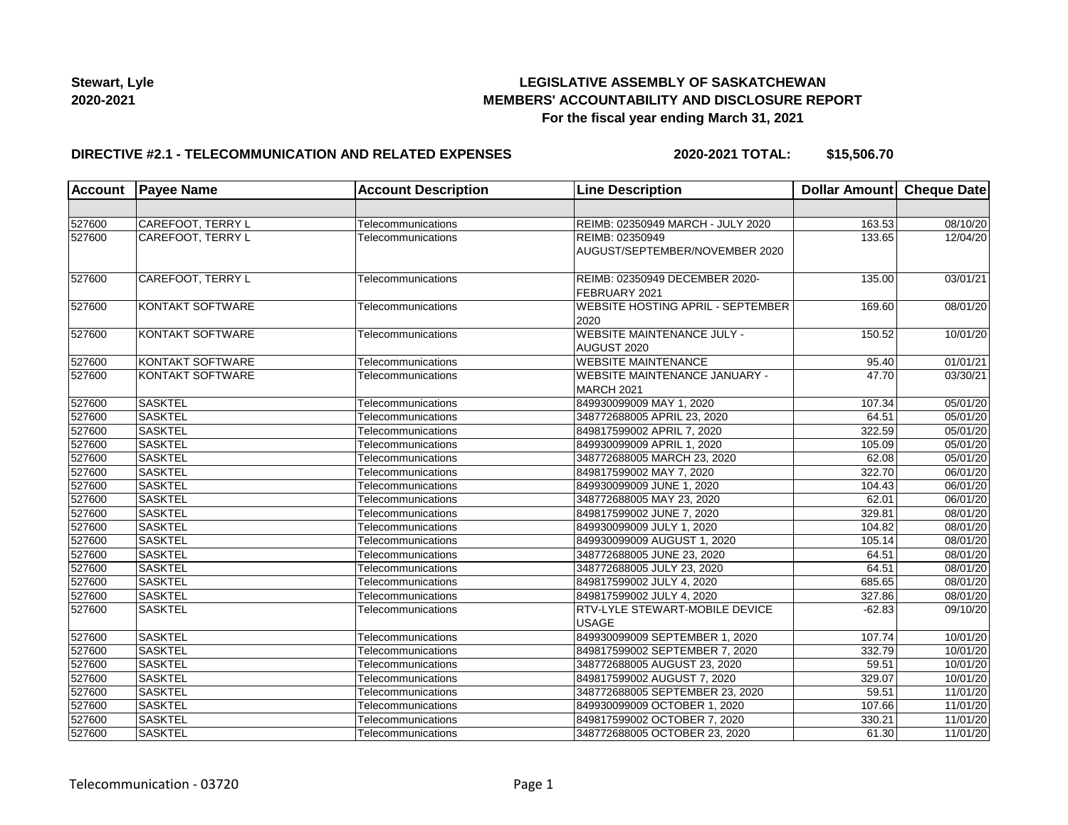**Stewart, Lyle**
**2020-2021**

**LEGISLATIVE ASSEMBLY OF SASKATCHEWAN**
**MEMBERS' ACCOUNTABILITY AND DISCLOSURE REPORT**
**For the fiscal year ending March 31, 2021**

**DIRECTIVE #2.1 - TELECOMMUNICATION AND RELATED EXPENSES** **2020-2021 TOTAL: $15,506.70**

| Account | Payee Name | Account Description | Line Description | Dollar Amount | Cheque Date |
|---|---|---|---|---|---|
| | | | | | |
| 527600 | CAREFOOT, TERRY L | Telecommunications | REIMB: 02350949 MARCH - JULY 2020 | 163.53 | 08/10/20 |
| 527600 | CAREFOOT, TERRY L | Telecommunications | REIMB: 02350949 AUGUST/SEPTEMBER/NOVEMBER 2020 | 133.65 | 12/04/20 |
| 527600 | CAREFOOT, TERRY L | Telecommunications | REIMB: 02350949 DECEMBER 2020-FEBRUARY 2021 | 135.00 | 03/01/21 |
| 527600 | KONTAKT SOFTWARE | Telecommunications | WEBSITE HOSTING APRIL - SEPTEMBER 2020 | 169.60 | 08/01/20 |
| 527600 | KONTAKT SOFTWARE | Telecommunications | WEBSITE MAINTENANCE JULY - AUGUST 2020 | 150.52 | 10/01/20 |
| 527600 | KONTAKT SOFTWARE | Telecommunications | WEBSITE MAINTENANCE | 95.40 | 01/01/21 |
| 527600 | KONTAKT SOFTWARE | Telecommunications | WEBSITE MAINTENANCE JANUARY - MARCH 2021 | 47.70 | 03/30/21 |
| 527600 | SASKTEL | Telecommunications | 849930099009 MAY 1, 2020 | 107.34 | 05/01/20 |
| 527600 | SASKTEL | Telecommunications | 348772688005 APRIL 23, 2020 | 64.51 | 05/01/20 |
| 527600 | SASKTEL | Telecommunications | 849817599002 APRIL 7, 2020 | 322.59 | 05/01/20 |
| 527600 | SASKTEL | Telecommunications | 849930099009 APRIL 1, 2020 | 105.09 | 05/01/20 |
| 527600 | SASKTEL | Telecommunications | 348772688005 MARCH 23, 2020 | 62.08 | 05/01/20 |
| 527600 | SASKTEL | Telecommunications | 849817599002 MAY 7, 2020 | 322.70 | 06/01/20 |
| 527600 | SASKTEL | Telecommunications | 849930099009 JUNE 1, 2020 | 104.43 | 06/01/20 |
| 527600 | SASKTEL | Telecommunications | 348772688005 MAY 23, 2020 | 62.01 | 06/01/20 |
| 527600 | SASKTEL | Telecommunications | 849817599002 JUNE 7, 2020 | 329.81 | 08/01/20 |
| 527600 | SASKTEL | Telecommunications | 849930099009 JULY 1, 2020 | 104.82 | 08/01/20 |
| 527600 | SASKTEL | Telecommunications | 849930099009 AUGUST 1, 2020 | 105.14 | 08/01/20 |
| 527600 | SASKTEL | Telecommunications | 348772688005 JUNE 23, 2020 | 64.51 | 08/01/20 |
| 527600 | SASKTEL | Telecommunications | 348772688005 JULY 23, 2020 | 64.51 | 08/01/20 |
| 527600 | SASKTEL | Telecommunications | 849817599002 JULY 4, 2020 | 685.65 | 08/01/20 |
| 527600 | SASKTEL | Telecommunications | 849817599002 JULY 4, 2020 | 327.86 | 08/01/20 |
| 527600 | SASKTEL | Telecommunications | RTV-LYLE STEWART-MOBILE DEVICE USAGE | -62.83 | 09/10/20 |
| 527600 | SASKTEL | Telecommunications | 849930099009 SEPTEMBER 1, 2020 | 107.74 | 10/01/20 |
| 527600 | SASKTEL | Telecommunications | 849817599002 SEPTEMBER 7, 2020 | 332.79 | 10/01/20 |
| 527600 | SASKTEL | Telecommunications | 348772688005 AUGUST 23, 2020 | 59.51 | 10/01/20 |
| 527600 | SASKTEL | Telecommunications | 849817599002 AUGUST 7, 2020 | 329.07 | 10/01/20 |
| 527600 | SASKTEL | Telecommunications | 348772688005 SEPTEMBER 23, 2020 | 59.51 | 11/01/20 |
| 527600 | SASKTEL | Telecommunications | 849930099009 OCTOBER 1, 2020 | 107.66 | 11/01/20 |
| 527600 | SASKTEL | Telecommunications | 849817599002 OCTOBER 7, 2020 | 330.21 | 11/01/20 |
| 527600 | SASKTEL | Telecommunications | 348772688005 OCTOBER 23, 2020 | 61.30 | 11/01/20 |

Telecommunication - 03720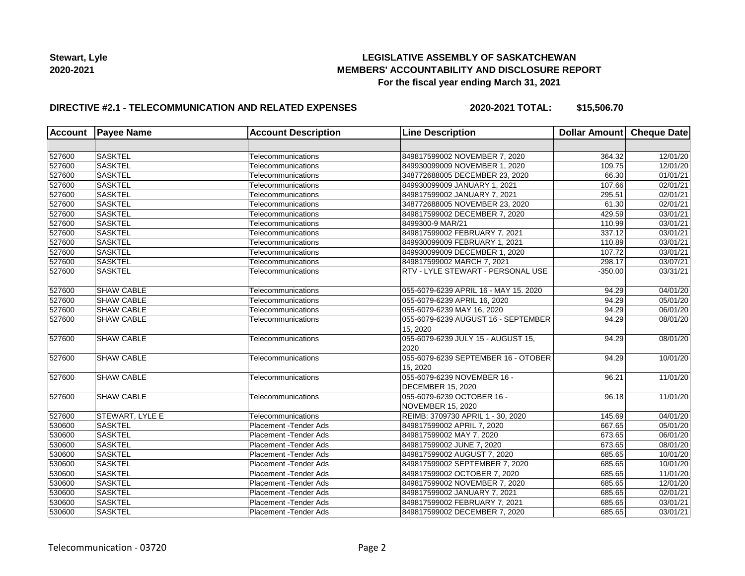**Stewart, Lyle**
**2020-2021**

**LEGISLATIVE ASSEMBLY OF SASKATCHEWAN**
**MEMBERS' ACCOUNTABILITY AND DISCLOSURE REPORT**
**For the fiscal year ending March 31, 2021**

**DIRECTIVE #2.1 - TELECOMMUNICATION AND RELATED EXPENSES** **2020-2021 TOTAL: $15,506.70**

| Account | Payee Name | Account Description | Line Description | Dollar Amount | Cheque Date |
|---|---|---|---|---|---|
| | | | | | |
| 527600 | SASKTEL | Telecommunications | 849817599002 NOVEMBER 7, 2020 | 364.32 | 12/01/20 |
| 527600 | SASKTEL | Telecommunications | 849930099009 NOVEMBER 1, 2020 | 109.75 | 12/01/20 |
| 527600 | SASKTEL | Telecommunications | 348772688005 DECEMBER 23, 2020 | 66.30 | 01/01/21 |
| 527600 | SASKTEL | Telecommunications | 849930099009 JANUARY 1, 2021 | 107.66 | 02/01/21 |
| 527600 | SASKTEL | Telecommunications | 849817599002 JANUARY 7, 2021 | 295.51 | 02/01/21 |
| 527600 | SASKTEL | Telecommunications | 348772688005 NOVEMBER 23, 2020 | 61.30 | 02/01/21 |
| 527600 | SASKTEL | Telecommunications | 849817599002 DECEMBER 7, 2020 | 429.59 | 03/01/21 |
| 527600 | SASKTEL | Telecommunications | 8499300-9 MAR/21 | 110.99 | 03/01/21 |
| 527600 | SASKTEL | Telecommunications | 849817599002 FEBRUARY 7, 2021 | 337.12 | 03/01/21 |
| 527600 | SASKTEL | Telecommunications | 849930099009 FEBRUARY 1, 2021 | 110.89 | 03/01/21 |
| 527600 | SASKTEL | Telecommunications | 849930099009 DECEMBER 1, 2020 | 107.72 | 03/01/21 |
| 527600 | SASKTEL | Telecommunications | 849817599002 MARCH 7, 2021 | 298.17 | 03/07/21 |
| 527600 | SASKTEL | Telecommunications | RTV - LYLE STEWART - PERSONAL USE | -350.00 | 03/31/21 |
| 527600 | SHAW CABLE | Telecommunications | 055-6079-6239 APRIL 16 - MAY 15. 2020 | 94.29 | 04/01/20 |
| 527600 | SHAW CABLE | Telecommunications | 055-6079-6239 APRIL 16, 2020 | 94.29 | 05/01/20 |
| 527600 | SHAW CABLE | Telecommunications | 055-6079-6239 MAY 16, 2020 | 94.29 | 06/01/20 |
| 527600 | SHAW CABLE | Telecommunications | 055-6079-6239 AUGUST 16 - SEPTEMBER 15, 2020 | 94.29 | 08/01/20 |
| 527600 | SHAW CABLE | Telecommunications | 055-6079-6239 JULY 15 - AUGUST 15, 2020 | 94.29 | 08/01/20 |
| 527600 | SHAW CABLE | Telecommunications | 055-6079-6239 SEPTEMBER 16 - OTOBER 15, 2020 | 94.29 | 10/01/20 |
| 527600 | SHAW CABLE | Telecommunications | 055-6079-6239 NOVEMBER 16 - DECEMBER 15, 2020 | 96.21 | 11/01/20 |
| 527600 | SHAW CABLE | Telecommunications | 055-6079-6239 OCTOBER 16 - NOVEMBER 15, 2020 | 96.18 | 11/01/20 |
| 527600 | STEWART, LYLE E | Telecommunications | REIMB: 3709730 APRIL 1 - 30, 2020 | 145.69 | 04/01/20 |
| 530600 | SASKTEL | Placement -Tender Ads | 849817599002 APRIL 7, 2020 | 667.65 | 05/01/20 |
| 530600 | SASKTEL | Placement -Tender Ads | 849817599002 MAY 7, 2020 | 673.65 | 06/01/20 |
| 530600 | SASKTEL | Placement -Tender Ads | 849817599002 JUNE 7, 2020 | 673.65 | 08/01/20 |
| 530600 | SASKTEL | Placement -Tender Ads | 849817599002 AUGUST 7, 2020 | 685.65 | 10/01/20 |
| 530600 | SASKTEL | Placement -Tender Ads | 849817599002 SEPTEMBER 7, 2020 | 685.65 | 10/01/20 |
| 530600 | SASKTEL | Placement -Tender Ads | 849817599002 OCTOBER 7, 2020 | 685.65 | 11/01/20 |
| 530600 | SASKTEL | Placement -Tender Ads | 849817599002 NOVEMBER 7, 2020 | 685.65 | 12/01/20 |
| 530600 | SASKTEL | Placement -Tender Ads | 849817599002 JANUARY 7, 2021 | 685.65 | 02/01/21 |
| 530600 | SASKTEL | Placement -Tender Ads | 849817599002 FEBRUARY 7, 2021 | 685.65 | 03/01/21 |
| 530600 | SASKTEL | Placement -Tender Ads | 849817599002 DECEMBER 7, 2020 | 685.65 | 03/01/21 |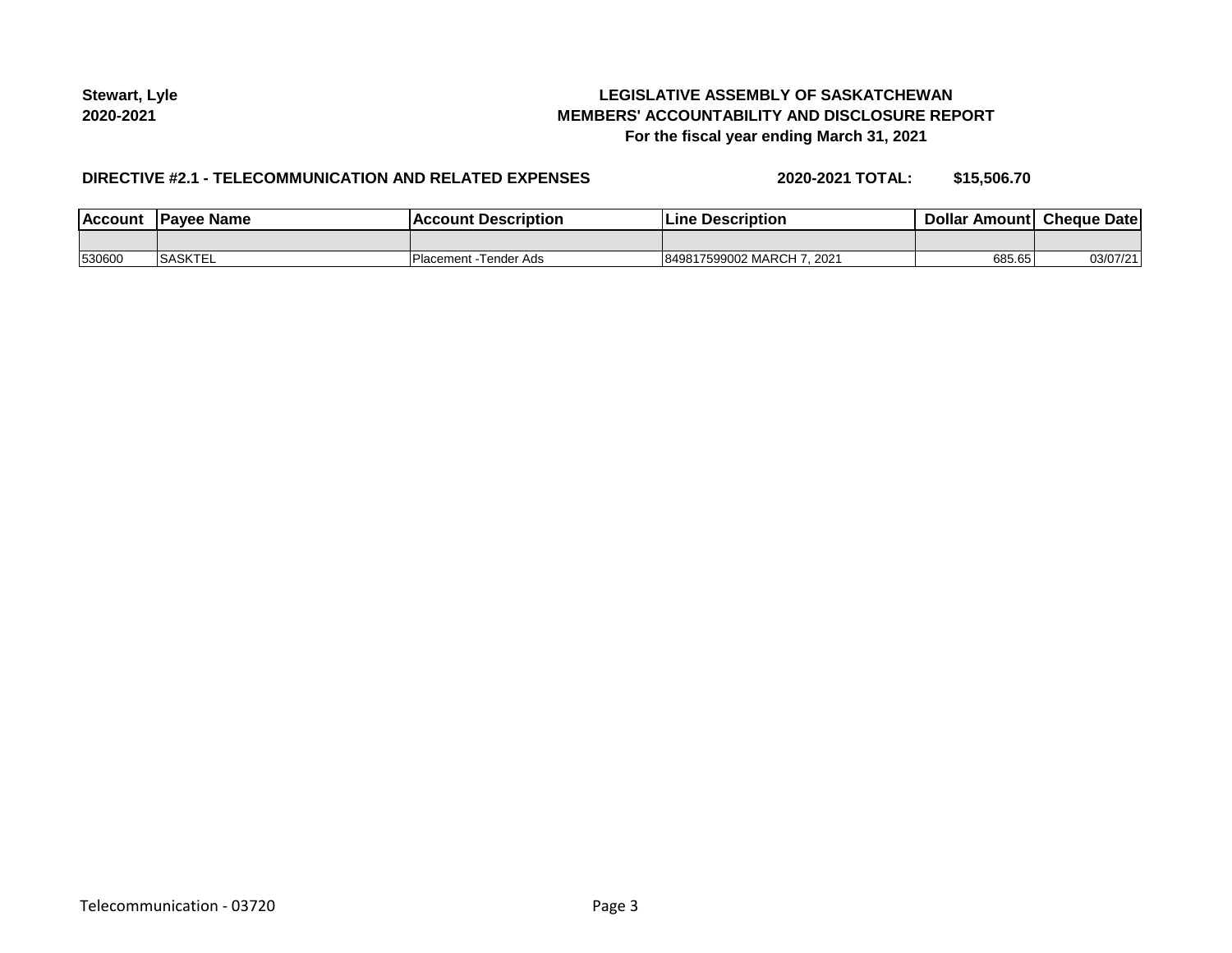**Stewart, Lyle**
**2020-2021**

**LEGISLATIVE ASSEMBLY OF SASKATCHEWAN**
**MEMBERS' ACCOUNTABILITY AND DISCLOSURE REPORT**
**For the fiscal year ending March 31, 2021**

**DIRECTIVE #2.1 - TELECOMMUNICATION AND RELATED EXPENSES** **2020-2021 TOTAL: $15,506.70**

| Account | Payee Name | Account Description | Line Description | Dollar Amount | Cheque Date |
|---|---|---|---|---|---|
| | | | | | |
| 530600 | SASKTEL | Placement -Tender Ads | 849817599002 MARCH 7, 2021 | 685.65 | 03/07/21 |

Telecommunication - 03720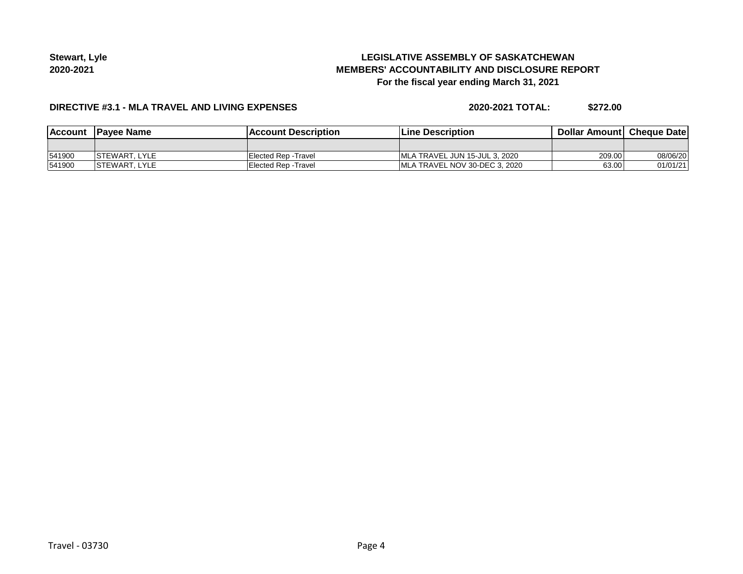**Stewart, Lyle**
**2020-2021**

# LEGISLATIVE ASSEMBLY OF SASKATCHEWAN
## MEMBERS' ACCOUNTABILITY AND DISCLOSURE REPORT
### For the fiscal year ending March 31, 2021

**DIRECTIVE #3.1 - MLA TRAVEL AND LIVING EXPENSES** **2020-2021 TOTAL: $272.00**

| Account | Payee Name | Account Description | Line Description | Dollar Amount | Cheque Date |
|---|---|---|---|---|---|
| | | | | | |
| 541900 | STEWART, LYLE | Elected Rep -Travel | MLA TRAVEL JUN 15-JUL 3, 2020 | 209.00 | 08/06/20 |
| 541900 | STEWART, LYLE | Elected Rep -Travel | MLA TRAVEL NOV 30-DEC 3, 2020 | 63.00 | 01/01/21 |

Travel - 03730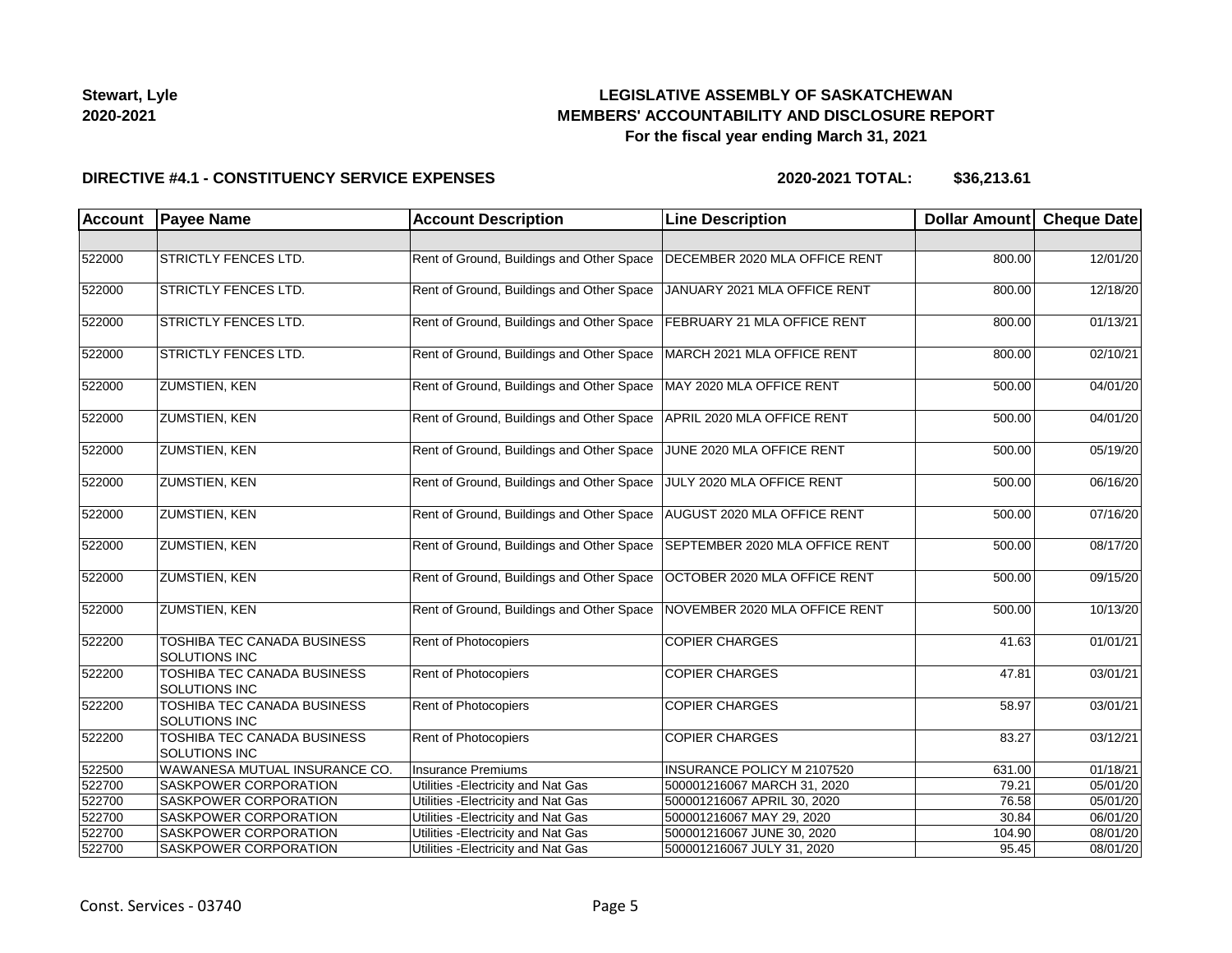**Stewart, Lyle**
**2020-2021**

**LEGISLATIVE ASSEMBLY OF SASKATCHEWAN**
**MEMBERS' ACCOUNTABILITY AND DISCLOSURE REPORT**
**For the fiscal year ending March 31, 2021**

**DIRECTIVE #4.1 - CONSTITUENCY SERVICE EXPENSES** **2020-2021 TOTAL: $36,213.61**

| Account | Payee Name | Account Description | Line Description | Dollar Amount | Cheque Date |
|---|---|---|---|---|---|
| | | | | | |
| 522000 | STRICTLY FENCES LTD. | Rent of Ground, Buildings and Other Space | DECEMBER 2020 MLA OFFICE RENT | 800.00 | 12/01/20 |
| 522000 | STRICTLY FENCES LTD. | Rent of Ground, Buildings and Other Space | JANUARY 2021 MLA OFFICE RENT | 800.00 | 12/18/20 |
| 522000 | STRICTLY FENCES LTD. | Rent of Ground, Buildings and Other Space | FEBRUARY 21 MLA OFFICE RENT | 800.00 | 01/13/21 |
| 522000 | STRICTLY FENCES LTD. | Rent of Ground, Buildings and Other Space | MARCH 2021 MLA OFFICE RENT | 800.00 | 02/10/21 |
| 522000 | ZUMSTIEN, KEN | Rent of Ground, Buildings and Other Space | MAY 2020 MLA OFFICE RENT | 500.00 | 04/01/20 |
| 522000 | ZUMSTIEN, KEN | Rent of Ground, Buildings and Other Space | APRIL 2020 MLA OFFICE RENT | 500.00 | 04/01/20 |
| 522000 | ZUMSTIEN, KEN | Rent of Ground, Buildings and Other Space | JUNE 2020 MLA OFFICE RENT | 500.00 | 05/19/20 |
| 522000 | ZUMSTIEN, KEN | Rent of Ground, Buildings and Other Space | JULY 2020 MLA OFFICE RENT | 500.00 | 06/16/20 |
| 522000 | ZUMSTIEN, KEN | Rent of Ground, Buildings and Other Space | AUGUST 2020 MLA OFFICE RENT | 500.00 | 07/16/20 |
| 522000 | ZUMSTIEN, KEN | Rent of Ground, Buildings and Other Space | SEPTEMBER 2020 MLA OFFICE RENT | 500.00 | 08/17/20 |
| 522000 | ZUMSTIEN, KEN | Rent of Ground, Buildings and Other Space | OCTOBER 2020 MLA OFFICE RENT | 500.00 | 09/15/20 |
| 522000 | ZUMSTIEN, KEN | Rent of Ground, Buildings and Other Space | NOVEMBER 2020 MLA OFFICE RENT | 500.00 | 10/13/20 |
| 522200 | TOSHIBA TEC CANADA BUSINESS SOLUTIONS INC | Rent of Photocopiers | COPIER CHARGES | 41.63 | 01/01/21 |
| 522200 | TOSHIBA TEC CANADA BUSINESS SOLUTIONS INC | Rent of Photocopiers | COPIER CHARGES | 47.81 | 03/01/21 |
| 522200 | TOSHIBA TEC CANADA BUSINESS SOLUTIONS INC | Rent of Photocopiers | COPIER CHARGES | 58.97 | 03/01/21 |
| 522200 | TOSHIBA TEC CANADA BUSINESS SOLUTIONS INC | Rent of Photocopiers | COPIER CHARGES | 83.27 | 03/12/21 |
| 522500 | WAWANESA MUTUAL INSURANCE CO. | Insurance Premiums | INSURANCE POLICY M 2107520 | 631.00 | 01/18/21 |
| 522700 | SASKPOWER CORPORATION | Utilities -Electricity and Nat Gas | 500001216067 MARCH 31, 2020 | 79.21 | 05/01/20 |
| 522700 | SASKPOWER CORPORATION | Utilities -Electricity and Nat Gas | 500001216067 APRIL 30, 2020 | 76.58 | 05/01/20 |
| 522700 | SASKPOWER CORPORATION | Utilities -Electricity and Nat Gas | 500001216067 MAY 29, 2020 | 30.84 | 06/01/20 |
| 522700 | SASKPOWER CORPORATION | Utilities -Electricity and Nat Gas | 500001216067 JUNE 30, 2020 | 104.90 | 08/01/20 |
| 522700 | SASKPOWER CORPORATION | Utilities -Electricity and Nat Gas | 500001216067 JULY 31, 2020 | 95.45 | 08/01/20 |

Const. Services - 03740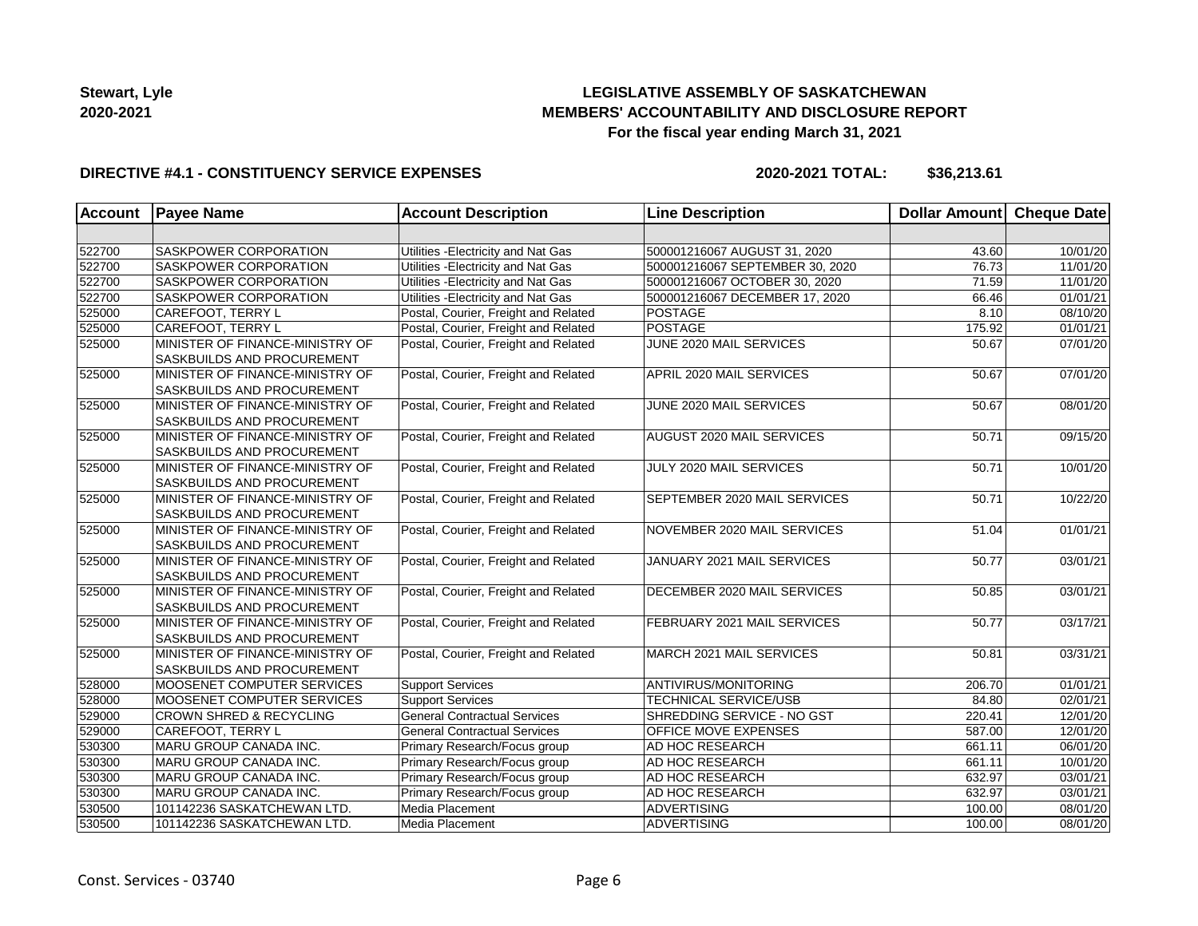**Stewart, Lyle**
**2020-2021**

# LEGISLATIVE ASSEMBLY OF SASKATCHEWAN
## MEMBERS' ACCOUNTABILITY AND DISCLOSURE REPORT
### For the fiscal year ending March 31, 2021

**DIRECTIVE #4.1 - CONSTITUENCY SERVICE EXPENSES** **2020-2021 TOTAL: $36,213.61**

| Account | Payee Name | Account Description | Line Description | Dollar Amount | Cheque Date |
|---|---|---|---|---|---|
| | | | | | |
| 522700 | SASKPOWER CORPORATION | Utilities -Electricity and Nat Gas | 500001216067 AUGUST 31, 2020 | 43.60 | 10/01/20 |
| 522700 | SASKPOWER CORPORATION | Utilities -Electricity and Nat Gas | 500001216067 SEPTEMBER 30, 2020 | 76.73 | 11/01/20 |
| 522700 | SASKPOWER CORPORATION | Utilities -Electricity and Nat Gas | 500001216067 OCTOBER 30, 2020 | 71.59 | 11/01/20 |
| 522700 | SASKPOWER CORPORATION | Utilities -Electricity and Nat Gas | 500001216067 DECEMBER 17, 2020 | 66.46 | 01/01/21 |
| 525000 | CAREFOOT, TERRY L | Postal, Courier, Freight and Related | POSTAGE | 8.10 | 08/10/20 |
| 525000 | CAREFOOT, TERRY L | Postal, Courier, Freight and Related | POSTAGE | 175.92 | 01/01/21 |
| 525000 | MINISTER OF FINANCE-MINISTRY OF SASKBUILDS AND PROCUREMENT | Postal, Courier, Freight and Related | JUNE 2020 MAIL SERVICES | 50.67 | 07/01/20 |
| 525000 | MINISTER OF FINANCE-MINISTRY OF SASKBUILDS AND PROCUREMENT | Postal, Courier, Freight and Related | APRIL 2020 MAIL SERVICES | 50.67 | 07/01/20 |
| 525000 | MINISTER OF FINANCE-MINISTRY OF SASKBUILDS AND PROCUREMENT | Postal, Courier, Freight and Related | JUNE 2020 MAIL SERVICES | 50.67 | 08/01/20 |
| 525000 | MINISTER OF FINANCE-MINISTRY OF SASKBUILDS AND PROCUREMENT | Postal, Courier, Freight and Related | AUGUST 2020 MAIL SERVICES | 50.71 | 09/15/20 |
| 525000 | MINISTER OF FINANCE-MINISTRY OF SASKBUILDS AND PROCUREMENT | Postal, Courier, Freight and Related | JULY 2020 MAIL SERVICES | 50.71 | 10/01/20 |
| 525000 | MINISTER OF FINANCE-MINISTRY OF SASKBUILDS AND PROCUREMENT | Postal, Courier, Freight and Related | SEPTEMBER 2020 MAIL SERVICES | 50.71 | 10/22/20 |
| 525000 | MINISTER OF FINANCE-MINISTRY OF SASKBUILDS AND PROCUREMENT | Postal, Courier, Freight and Related | NOVEMBER 2020 MAIL SERVICES | 51.04 | 01/01/21 |
| 525000 | MINISTER OF FINANCE-MINISTRY OF SASKBUILDS AND PROCUREMENT | Postal, Courier, Freight and Related | JANUARY 2021 MAIL SERVICES | 50.77 | 03/01/21 |
| 525000 | MINISTER OF FINANCE-MINISTRY OF SASKBUILDS AND PROCUREMENT | Postal, Courier, Freight and Related | DECEMBER 2020 MAIL SERVICES | 50.85 | 03/01/21 |
| 525000 | MINISTER OF FINANCE-MINISTRY OF SASKBUILDS AND PROCUREMENT | Postal, Courier, Freight and Related | FEBRUARY 2021 MAIL SERVICES | 50.77 | 03/17/21 |
| 525000 | MINISTER OF FINANCE-MINISTRY OF SASKBUILDS AND PROCUREMENT | Postal, Courier, Freight and Related | MARCH 2021 MAIL SERVICES | 50.81 | 03/31/21 |
| 528000 | MOOSENET COMPUTER SERVICES | Support Services | ANTIVIRUS/MONITORING | 206.70 | 01/01/21 |
| 528000 | MOOSENET COMPUTER SERVICES | Support Services | TECHNICAL SERVICE/USB | 84.80 | 02/01/21 |
| 529000 | CROWN SHRED & RECYCLING | General Contractual Services | SHREDDING SERVICE - NO GST | 220.41 | 12/01/20 |
| 529000 | CAREFOOT, TERRY L | General Contractual Services | OFFICE MOVE EXPENSES | 587.00 | 12/01/20 |
| 530300 | MARU GROUP CANADA INC. | Primary Research/Focus group | AD HOC RESEARCH | 661.11 | 06/01/20 |
| 530300 | MARU GROUP CANADA INC. | Primary Research/Focus group | AD HOC RESEARCH | 661.11 | 10/01/20 |
| 530300 | MARU GROUP CANADA INC. | Primary Research/Focus group | AD HOC RESEARCH | 632.97 | 03/01/21 |
| 530300 | MARU GROUP CANADA INC. | Primary Research/Focus group | AD HOC RESEARCH | 632.97 | 03/01/21 |
| 530500 | 101142236 SASKATCHEWAN LTD. | Media Placement | ADVERTISING | 100.00 | 08/01/20 |
| 530500 | 101142236 SASKATCHEWAN LTD. | Media Placement | ADVERTISING | 100.00 | 08/01/20 |

Const. Services - 03740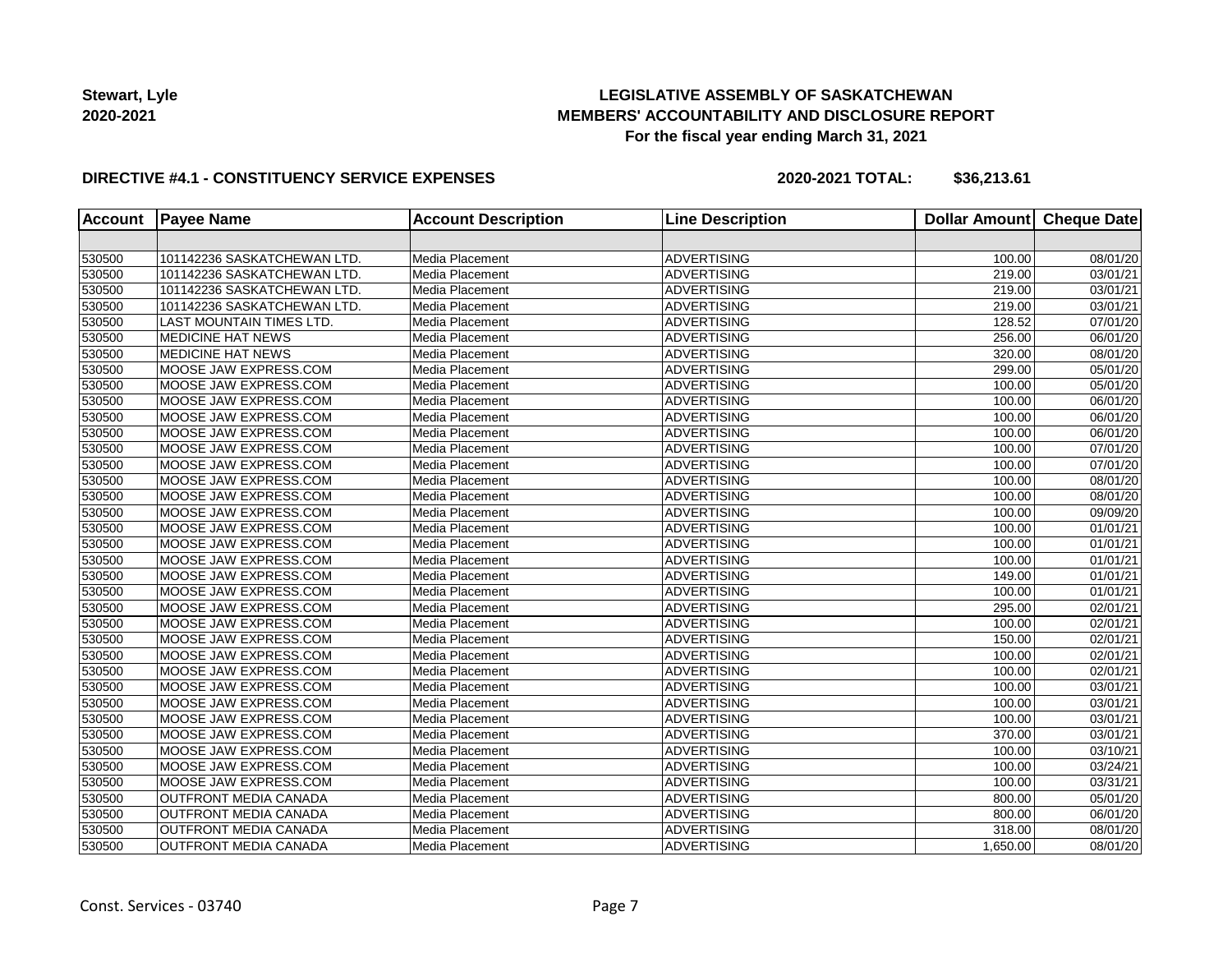**Stewart, Lyle**
**2020-2021**

# LEGISLATIVE ASSEMBLY OF SASKATCHEWAN
## MEMBERS' ACCOUNTABILITY AND DISCLOSURE REPORT
### For the fiscal year ending March 31, 2021

**DIRECTIVE #4.1 - CONSTITUENCY SERVICE EXPENSES** **2020-2021 TOTAL: $36,213.61**

| Account | Payee Name | Account Description | Line Description | Dollar Amount | Cheque Date |
|---|---|---|---|---|---|
| | | | | | |
| 530500 | 101142236 SASKATCHEWAN LTD. | Media Placement | ADVERTISING | 100.00 | 08/01/20 |
| 530500 | 101142236 SASKATCHEWAN LTD. | Media Placement | ADVERTISING | 219.00 | 03/01/21 |
| 530500 | 101142236 SASKATCHEWAN LTD. | Media Placement | ADVERTISING | 219.00 | 03/01/21 |
| 530500 | 101142236 SASKATCHEWAN LTD. | Media Placement | ADVERTISING | 219.00 | 03/01/21 |
| 530500 | LAST MOUNTAIN TIMES LTD. | Media Placement | ADVERTISING | 128.52 | 07/01/20 |
| 530500 | MEDICINE HAT NEWS | Media Placement | ADVERTISING | 256.00 | 06/01/20 |
| 530500 | MEDICINE HAT NEWS | Media Placement | ADVERTISING | 320.00 | 08/01/20 |
| 530500 | MOOSE JAW EXPRESS.COM | Media Placement | ADVERTISING | 299.00 | 05/01/20 |
| 530500 | MOOSE JAW EXPRESS.COM | Media Placement | ADVERTISING | 100.00 | 05/01/20 |
| 530500 | MOOSE JAW EXPRESS.COM | Media Placement | ADVERTISING | 100.00 | 06/01/20 |
| 530500 | MOOSE JAW EXPRESS.COM | Media Placement | ADVERTISING | 100.00 | 06/01/20 |
| 530500 | MOOSE JAW EXPRESS.COM | Media Placement | ADVERTISING | 100.00 | 06/01/20 |
| 530500 | MOOSE JAW EXPRESS.COM | Media Placement | ADVERTISING | 100.00 | 07/01/20 |
| 530500 | MOOSE JAW EXPRESS.COM | Media Placement | ADVERTISING | 100.00 | 07/01/20 |
| 530500 | MOOSE JAW EXPRESS.COM | Media Placement | ADVERTISING | 100.00 | 08/01/20 |
| 530500 | MOOSE JAW EXPRESS.COM | Media Placement | ADVERTISING | 100.00 | 08/01/20 |
| 530500 | MOOSE JAW EXPRESS.COM | Media Placement | ADVERTISING | 100.00 | 09/09/20 |
| 530500 | MOOSE JAW EXPRESS.COM | Media Placement | ADVERTISING | 100.00 | 01/01/21 |
| 530500 | MOOSE JAW EXPRESS.COM | Media Placement | ADVERTISING | 100.00 | 01/01/21 |
| 530500 | MOOSE JAW EXPRESS.COM | Media Placement | ADVERTISING | 100.00 | 01/01/21 |
| 530500 | MOOSE JAW EXPRESS.COM | Media Placement | ADVERTISING | 149.00 | 01/01/21 |
| 530500 | MOOSE JAW EXPRESS.COM | Media Placement | ADVERTISING | 100.00 | 01/01/21 |
| 530500 | MOOSE JAW EXPRESS.COM | Media Placement | ADVERTISING | 295.00 | 02/01/21 |
| 530500 | MOOSE JAW EXPRESS.COM | Media Placement | ADVERTISING | 100.00 | 02/01/21 |
| 530500 | MOOSE JAW EXPRESS.COM | Media Placement | ADVERTISING | 150.00 | 02/01/21 |
| 530500 | MOOSE JAW EXPRESS.COM | Media Placement | ADVERTISING | 100.00 | 02/01/21 |
| 530500 | MOOSE JAW EXPRESS.COM | Media Placement | ADVERTISING | 100.00 | 02/01/21 |
| 530500 | MOOSE JAW EXPRESS.COM | Media Placement | ADVERTISING | 100.00 | 03/01/21 |
| 530500 | MOOSE JAW EXPRESS.COM | Media Placement | ADVERTISING | 100.00 | 03/01/21 |
| 530500 | MOOSE JAW EXPRESS.COM | Media Placement | ADVERTISING | 100.00 | 03/01/21 |
| 530500 | MOOSE JAW EXPRESS.COM | Media Placement | ADVERTISING | 370.00 | 03/01/21 |
| 530500 | MOOSE JAW EXPRESS.COM | Media Placement | ADVERTISING | 100.00 | 03/10/21 |
| 530500 | MOOSE JAW EXPRESS.COM | Media Placement | ADVERTISING | 100.00 | 03/24/21 |
| 530500 | MOOSE JAW EXPRESS.COM | Media Placement | ADVERTISING | 100.00 | 03/31/21 |
| 530500 | OUTFRONT MEDIA CANADA | Media Placement | ADVERTISING | 800.00 | 05/01/20 |
| 530500 | OUTFRONT MEDIA CANADA | Media Placement | ADVERTISING | 800.00 | 06/01/20 |
| 530500 | OUTFRONT MEDIA CANADA | Media Placement | ADVERTISING | 318.00 | 08/01/20 |
| 530500 | OUTFRONT MEDIA CANADA | Media Placement | ADVERTISING | 1,650.00 | 08/01/20 |

Const. Services - 03740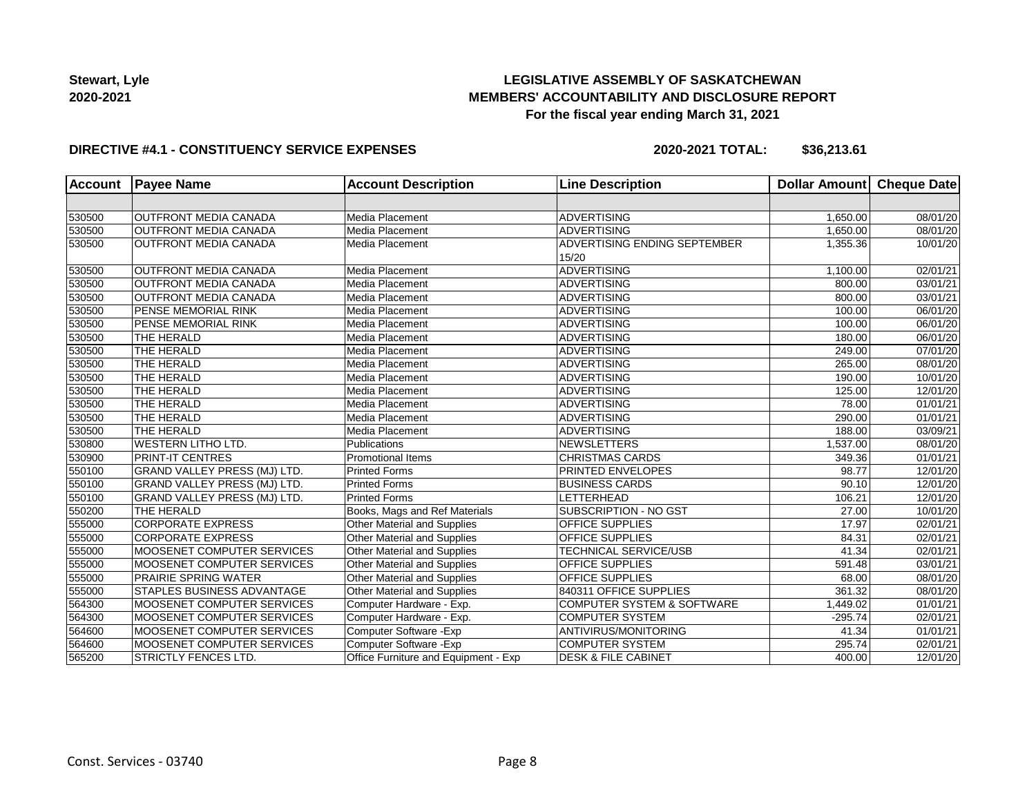**Stewart, Lyle**
**2020-2021**

# LEGISLATIVE ASSEMBLY OF SASKATCHEWAN
## MEMBERS' ACCOUNTABILITY AND DISCLOSURE REPORT
### For the fiscal year ending March 31, 2021

**DIRECTIVE #4.1 - CONSTITUENCY SERVICE EXPENSES** **2020-2021 TOTAL: $36,213.61**

| Account | Payee Name | Account Description | Line Description | Dollar Amount | Cheque Date |
|---|---|---|---|---|---|
| | | | | | |
| 530500 | OUTFRONT MEDIA CANADA | Media Placement | ADVERTISING | 1,650.00 | 08/01/20 |
| 530500 | OUTFRONT MEDIA CANADA | Media Placement | ADVERTISING | 1,650.00 | 08/01/20 |
| 530500 | OUTFRONT MEDIA CANADA | Media Placement | ADVERTISING ENDING SEPTEMBER 15/20 | 1,355.36 | 10/01/20 |
| 530500 | OUTFRONT MEDIA CANADA | Media Placement | ADVERTISING | 1,100.00 | 02/01/21 |
| 530500 | OUTFRONT MEDIA CANADA | Media Placement | ADVERTISING | 800.00 | 03/01/21 |
| 530500 | OUTFRONT MEDIA CANADA | Media Placement | ADVERTISING | 800.00 | 03/01/21 |
| 530500 | PENSE MEMORIAL RINK | Media Placement | ADVERTISING | 100.00 | 06/01/20 |
| 530500 | PENSE MEMORIAL RINK | Media Placement | ADVERTISING | 100.00 | 06/01/20 |
| 530500 | THE HERALD | Media Placement | ADVERTISING | 180.00 | 06/01/20 |
| 530500 | THE HERALD | Media Placement | ADVERTISING | 249.00 | 07/01/20 |
| 530500 | THE HERALD | Media Placement | ADVERTISING | 265.00 | 08/01/20 |
| 530500 | THE HERALD | Media Placement | ADVERTISING | 190.00 | 10/01/20 |
| 530500 | THE HERALD | Media Placement | ADVERTISING | 125.00 | 12/01/20 |
| 530500 | THE HERALD | Media Placement | ADVERTISING | 78.00 | 01/01/21 |
| 530500 | THE HERALD | Media Placement | ADVERTISING | 290.00 | 01/01/21 |
| 530500 | THE HERALD | Media Placement | ADVERTISING | 188.00 | 03/09/21 |
| 530800 | WESTERN LITHO LTD. | Publications | NEWSLETTERS | 1,537.00 | 08/01/20 |
| 530900 | PRINT-IT CENTRES | Promotional Items | CHRISTMAS CARDS | 349.36 | 01/01/21 |
| 550100 | GRAND VALLEY PRESS (MJ) LTD. | Printed Forms | PRINTED ENVELOPES | 98.77 | 12/01/20 |
| 550100 | GRAND VALLEY PRESS (MJ) LTD. | Printed Forms | BUSINESS CARDS | 90.10 | 12/01/20 |
| 550100 | GRAND VALLEY PRESS (MJ) LTD. | Printed Forms | LETTERHEAD | 106.21 | 12/01/20 |
| 550200 | THE HERALD | Books, Mags and Ref Materials | SUBSCRIPTION - NO GST | 27.00 | 10/01/20 |
| 555000 | CORPORATE EXPRESS | Other Material and Supplies | OFFICE SUPPLIES | 17.97 | 02/01/21 |
| 555000 | CORPORATE EXPRESS | Other Material and Supplies | OFFICE SUPPLIES | 84.31 | 02/01/21 |
| 555000 | MOOSENET COMPUTER SERVICES | Other Material and Supplies | TECHNICAL SERVICE/USB | 41.34 | 02/01/21 |
| 555000 | MOOSENET COMPUTER SERVICES | Other Material and Supplies | OFFICE SUPPLIES | 591.48 | 03/01/21 |
| 555000 | PRAIRIE SPRING WATER | Other Material and Supplies | OFFICE SUPPLIES | 68.00 | 08/01/20 |
| 555000 | STAPLES BUSINESS ADVANTAGE | Other Material and Supplies | 840311 OFFICE SUPPLIES | 361.32 | 08/01/20 |
| 564300 | MOOSENET COMPUTER SERVICES | Computer Hardware - Exp. | COMPUTER SYSTEM & SOFTWARE | 1,449.02 | 01/01/21 |
| 564300 | MOOSENET COMPUTER SERVICES | Computer Hardware - Exp. | COMPUTER SYSTEM | -295.74 | 02/01/21 |
| 564600 | MOOSENET COMPUTER SERVICES | Computer Software -Exp | ANTIVIRUS/MONITORING | 41.34 | 01/01/21 |
| 564600 | MOOSENET COMPUTER SERVICES | Computer Software -Exp | COMPUTER SYSTEM | 295.74 | 02/01/21 |
| 565200 | STRICTLY FENCES LTD. | Office Furniture and Equipment - Exp | DESK & FILE CABINET | 400.00 | 12/01/20 |

Const. Services - 03740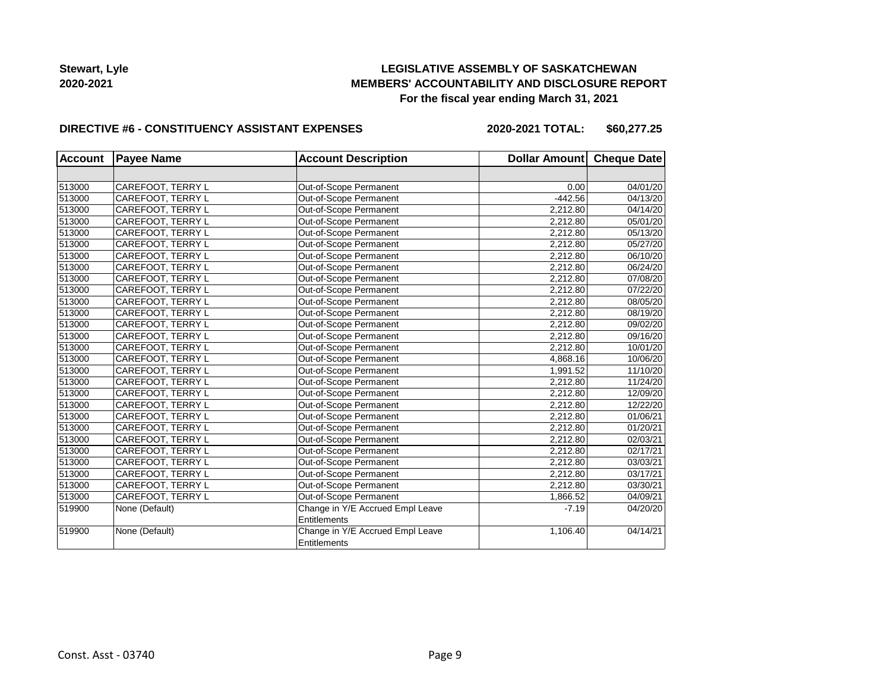**Stewart, Lyle**
**2020-2021**

# LEGISLATIVE ASSEMBLY OF SASKATCHEWAN
## MEMBERS' ACCOUNTABILITY AND DISCLOSURE REPORT
### For the fiscal year ending March 31, 2021

**DIRECTIVE #6 - CONSTITUENCY ASSISTANT EXPENSES** **2020-2021 TOTAL: $60,277.25**

| Account | Payee Name | Account Description | Dollar Amount | Cheque Date |
|---|---|---|---|---|
| | | | | |
| 513000 | CAREFOOT, TERRY L | Out-of-Scope Permanent | 0.00 | 04/01/20 |
| 513000 | CAREFOOT, TERRY L | Out-of-Scope Permanent | -442.56 | 04/13/20 |
| 513000 | CAREFOOT, TERRY L | Out-of-Scope Permanent | 2,212.80 | 04/14/20 |
| 513000 | CAREFOOT, TERRY L | Out-of-Scope Permanent | 2,212.80 | 05/01/20 |
| 513000 | CAREFOOT, TERRY L | Out-of-Scope Permanent | 2,212.80 | 05/13/20 |
| 513000 | CAREFOOT, TERRY L | Out-of-Scope Permanent | 2,212.80 | 05/27/20 |
| 513000 | CAREFOOT, TERRY L | Out-of-Scope Permanent | 2,212.80 | 06/10/20 |
| 513000 | CAREFOOT, TERRY L | Out-of-Scope Permanent | 2,212.80 | 06/24/20 |
| 513000 | CAREFOOT, TERRY L | Out-of-Scope Permanent | 2,212.80 | 07/08/20 |
| 513000 | CAREFOOT, TERRY L | Out-of-Scope Permanent | 2,212.80 | 07/22/20 |
| 513000 | CAREFOOT, TERRY L | Out-of-Scope Permanent | 2,212.80 | 08/05/20 |
| 513000 | CAREFOOT, TERRY L | Out-of-Scope Permanent | 2,212.80 | 08/19/20 |
| 513000 | CAREFOOT, TERRY L | Out-of-Scope Permanent | 2,212.80 | 09/02/20 |
| 513000 | CAREFOOT, TERRY L | Out-of-Scope Permanent | 2,212.80 | 09/16/20 |
| 513000 | CAREFOOT, TERRY L | Out-of-Scope Permanent | 2,212.80 | 10/01/20 |
| 513000 | CAREFOOT, TERRY L | Out-of-Scope Permanent | 4,868.16 | 10/06/20 |
| 513000 | CAREFOOT, TERRY L | Out-of-Scope Permanent | 1,991.52 | 11/10/20 |
| 513000 | CAREFOOT, TERRY L | Out-of-Scope Permanent | 2,212.80 | 11/24/20 |
| 513000 | CAREFOOT, TERRY L | Out-of-Scope Permanent | 2,212.80 | 12/09/20 |
| 513000 | CAREFOOT, TERRY L | Out-of-Scope Permanent | 2,212.80 | 12/22/20 |
| 513000 | CAREFOOT, TERRY L | Out-of-Scope Permanent | 2,212.80 | 01/06/21 |
| 513000 | CAREFOOT, TERRY L | Out-of-Scope Permanent | 2,212.80 | 01/20/21 |
| 513000 | CAREFOOT, TERRY L | Out-of-Scope Permanent | 2,212.80 | 02/03/21 |
| 513000 | CAREFOOT, TERRY L | Out-of-Scope Permanent | 2,212.80 | 02/17/21 |
| 513000 | CAREFOOT, TERRY L | Out-of-Scope Permanent | 2,212.80 | 03/03/21 |
| 513000 | CAREFOOT, TERRY L | Out-of-Scope Permanent | 2,212.80 | 03/17/21 |
| 513000 | CAREFOOT, TERRY L | Out-of-Scope Permanent | 2,212.80 | 03/30/21 |
| 513000 | CAREFOOT, TERRY L | Out-of-Scope Permanent | 1,866.52 | 04/09/21 |
| 519900 | None (Default) | Change in Y/E Accrued Empl Leave Entitlements | -7.19 | 04/20/20 |
| 519900 | None (Default) | Change in Y/E Accrued Empl Leave Entitlements | 1,106.40 | 04/14/21 |

Const. Asst - 03740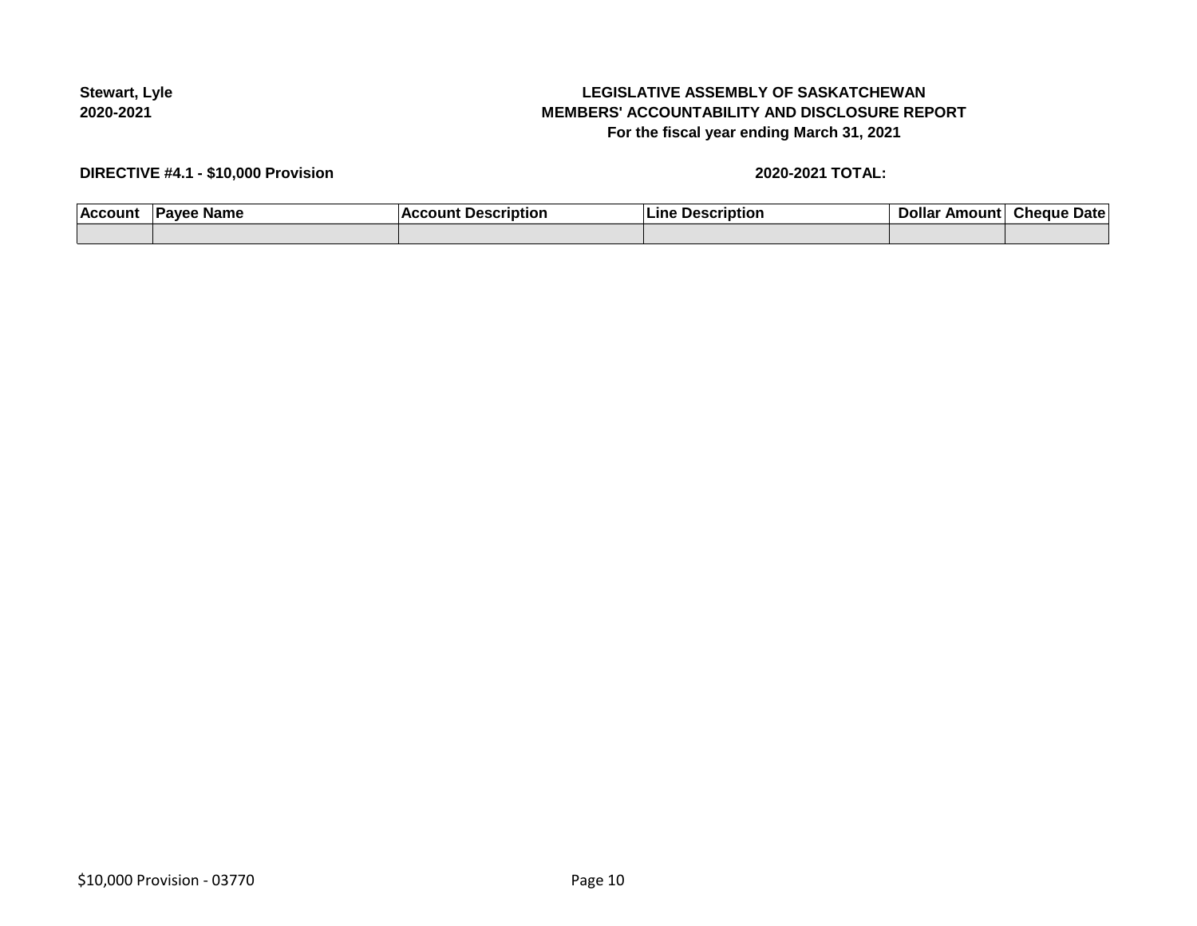**Stewart, Lyle**
**2020-2021**

**LEGISLATIVE ASSEMBLY OF SASKATCHEWAN**
**MEMBERS' ACCOUNTABILITY AND DISCLOSURE REPORT**
**For the fiscal year ending March 31, 2021**

**DIRECTIVE #4.1 - $10,000 Provision**

**2020-2021 TOTAL:**

| Account | Payee Name | Account Description | Line Description | Dollar Amount | Cheque Date |
|---|---|---|---|---|---|
| | | | | | |

$10,000 Provision - 03770